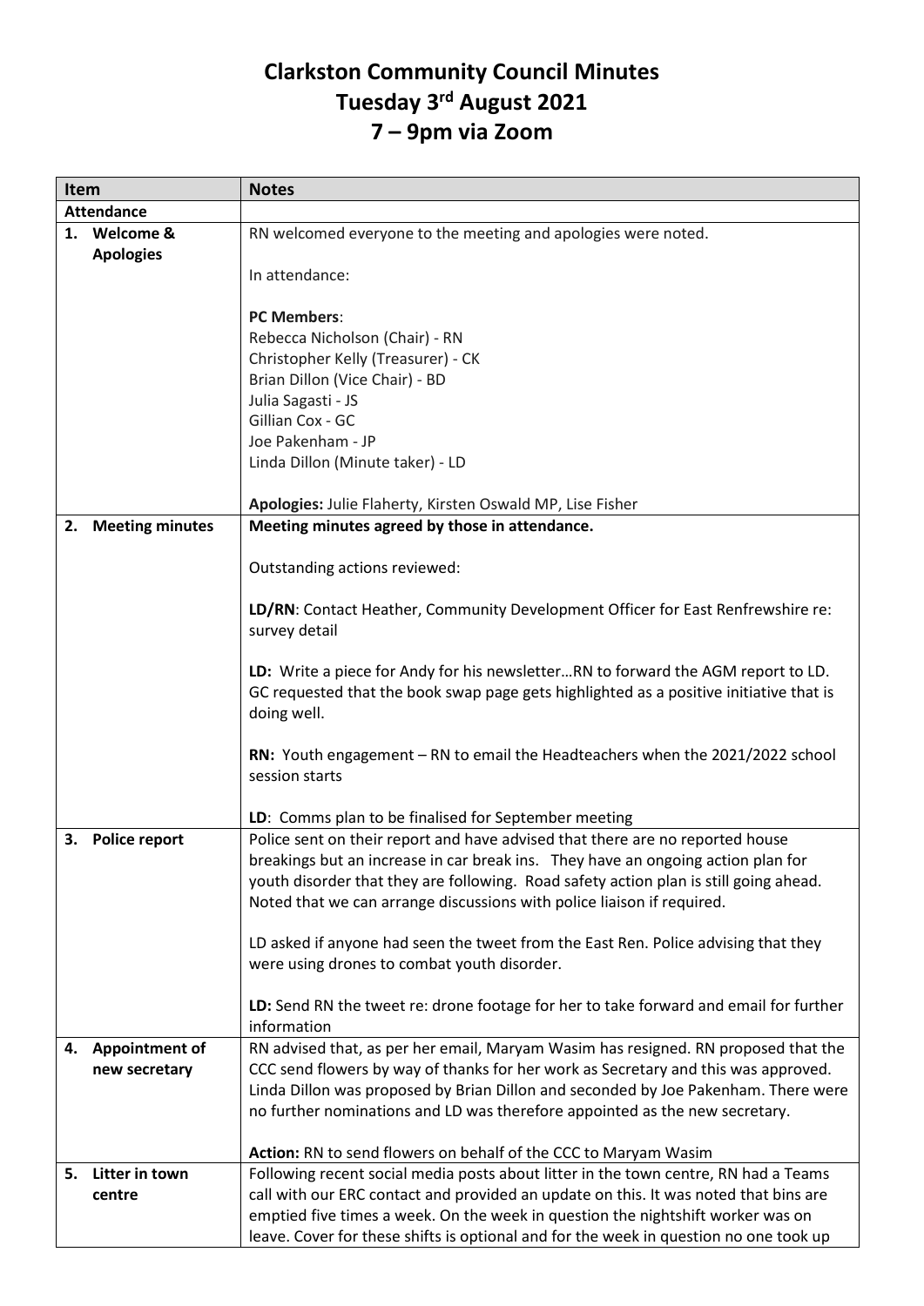# Clarkston Community Council Minutes
# Tuesday 3rd August 2021
# 7 – 9pm via Zoom

| Item | Notes |
|---|---|
| **Attendance** | |
| **1. Welcome & Apologies** | RN welcomed everyone to the meeting and apologies were noted.<br><br>In attendance:<br><br>**PC Members**:<br>Rebecca Nicholson (Chair) - RN<br>Christopher Kelly (Treasurer) - CK<br>Brian Dillon (Vice Chair) - BD<br>Julia Sagasti - JS<br>Gillian Cox - GC<br>Joe Pakenham - JP<br>Linda Dillon (Minute taker) - LD<br><br>**Apologies:** Julie Flaherty, Kirsten Oswald MP, Lise Fisher |
| **2. Meeting minutes** | **Meeting minutes agreed by those in attendance.**<br><br>Outstanding actions reviewed:<br><br>**LD/RN**: Contact Heather, Community Development Officer for East Renfrewshire re: survey detail<br><br>**LD:** Write a piece for Andy for his newsletter…RN to forward the AGM report to LD. GC requested that the book swap page gets highlighted as a positive initiative that is doing well.<br><br>**RN:** Youth engagement – RN to email the Headteachers when the 2021/2022 school session starts<br><br>**LD**: Comms plan to be finalised for September meeting |
| **3. Police report** | Police sent on their report and have advised that there are no reported house breakings but an increase in car break ins. They have an ongoing action plan for youth disorder that they are following. Road safety action plan is still going ahead. Noted that we can arrange discussions with police liaison if required.<br><br>LD asked if anyone had seen the tweet from the East Ren. Police advising that they were using drones to combat youth disorder.<br><br>**LD:** Send RN the tweet re: drone footage for her to take forward and email for further information |
| **4. Appointment of new secretary** | RN advised that, as per her email, Maryam Wasim has resigned. RN proposed that the CCC send flowers by way of thanks for her work as Secretary and this was approved. Linda Dillon was proposed by Brian Dillon and seconded by Joe Pakenham. There were no further nominations and LD was therefore appointed as the new secretary.<br><br>**Action:** RN to send flowers on behalf of the CCC to Maryam Wasim |
| **5. Litter in town centre** | Following recent social media posts about litter in the town centre, RN had a Teams call with our ERC contact and provided an update on this. It was noted that bins are emptied five times a week. On the week in question the nightshift worker was on leave. Cover for these shifts is optional and for the week in question no one took up |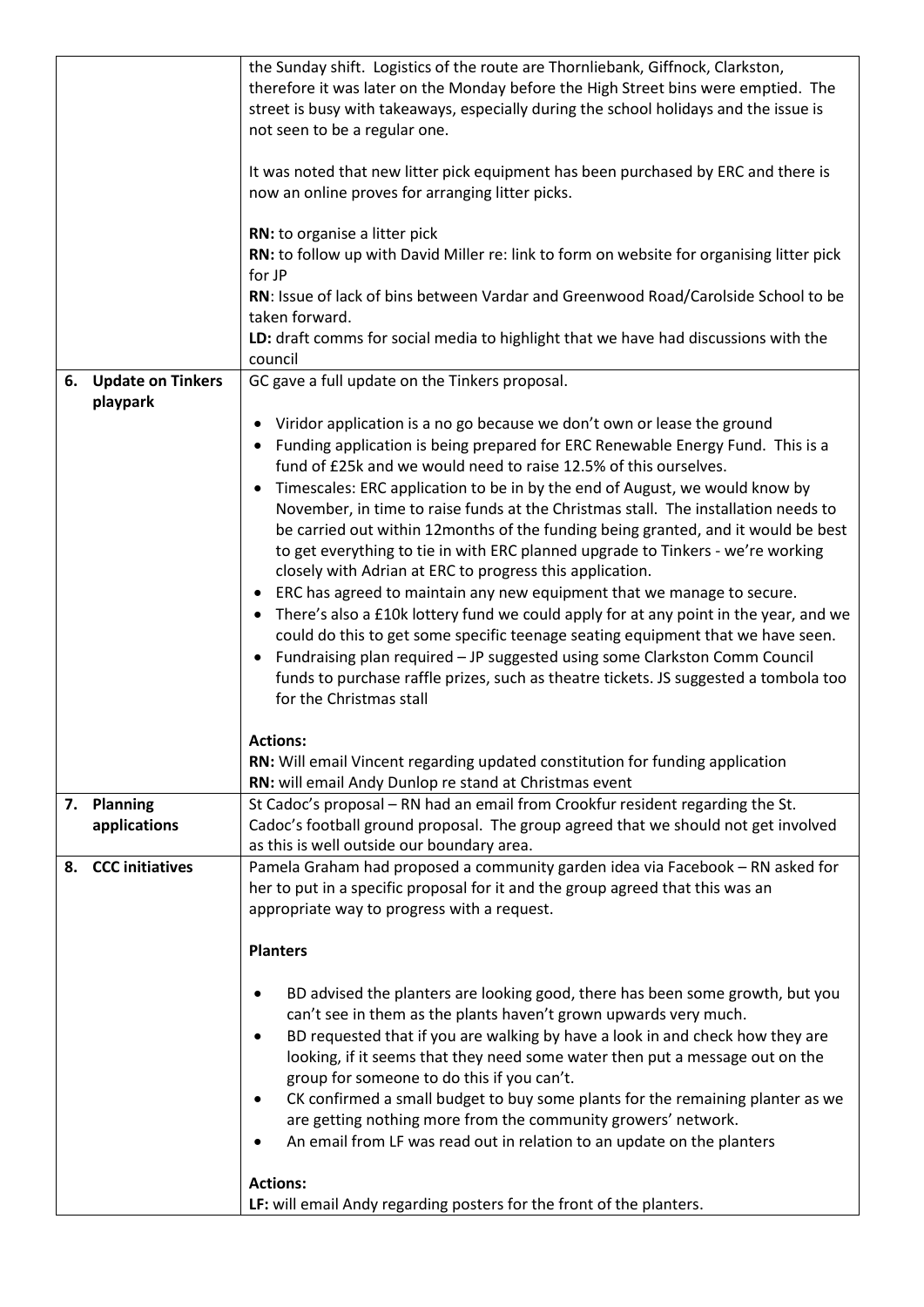| | |
|---|---|
| | the Sunday shift. Logistics of the route are Thornliebank, Giffnock, Clarkston, therefore it was later on the Monday before the High Street bins were emptied. The street is busy with takeaways, especially during the school holidays and the issue is not seen to be a regular one.<br><br>It was noted that new litter pick equipment has been purchased by ERC and there is now an online proves for arranging litter picks.<br><br>**RN:** to organise a litter pick<br>**RN:** to follow up with David Miller re: link to form on website for organising litter pick for JP<br>**RN**: Issue of lack of bins between Vardar and Greenwood Road/Carolside School to be taken forward.<br>**LD:** draft comms for social media to highlight that we have had discussions with the council |
| **6. Update on Tinkers playpark** | GC gave a full update on the Tinkers proposal.<br><br>• Viridor application is a no go because we don't own or lease the ground<br>• Funding application is being prepared for ERC Renewable Energy Fund. This is a fund of £25k and we would need to raise 12.5% of this ourselves.<br>• Timescales: ERC application to be in by the end of August, we would know by November, in time to raise funds at the Christmas stall. The installation needs to be carried out within 12months of the funding being granted, and it would be best to get everything to tie in with ERC planned upgrade to Tinkers - we're working closely with Adrian at ERC to progress this application.<br>• ERC has agreed to maintain any new equipment that we manage to secure.<br>• There's also a £10k lottery fund we could apply for at any point in the year, and we could do this to get some specific teenage seating equipment that we have seen.<br>• Fundraising plan required – JP suggested using some Clarkston Comm Council funds to purchase raffle prizes, such as theatre tickets. JS suggested a tombola too for the Christmas stall<br><br>**Actions:**<br>**RN:** Will email Vincent regarding updated constitution for funding application<br>**RN:** will email Andy Dunlop re stand at Christmas event |
| **7. Planning applications** | St Cadoc's proposal – RN had an email from Crookfur resident regarding the St. Cadoc's football ground proposal. The group agreed that we should not get involved as this is well outside our boundary area. |
| **8. CCC initiatives** | Pamela Graham had proposed a community garden idea via Facebook – RN asked for her to put in a specific proposal for it and the group agreed that this was an appropriate way to progress with a request.<br><br>**Planters**<br><br>• BD advised the planters are looking good, there has been some growth, but you can't see in them as the plants haven't grown upwards very much.<br>• BD requested that if you are walking by have a look in and check how they are looking, if it seems that they need some water then put a message out on the group for someone to do this if you can't.<br>• CK confirmed a small budget to buy some plants for the remaining planter as we are getting nothing more from the community growers' network.<br>• An email from LF was read out in relation to an update on the planters<br><br>**Actions:**<br>**LF:** will email Andy regarding posters for the front of the planters. |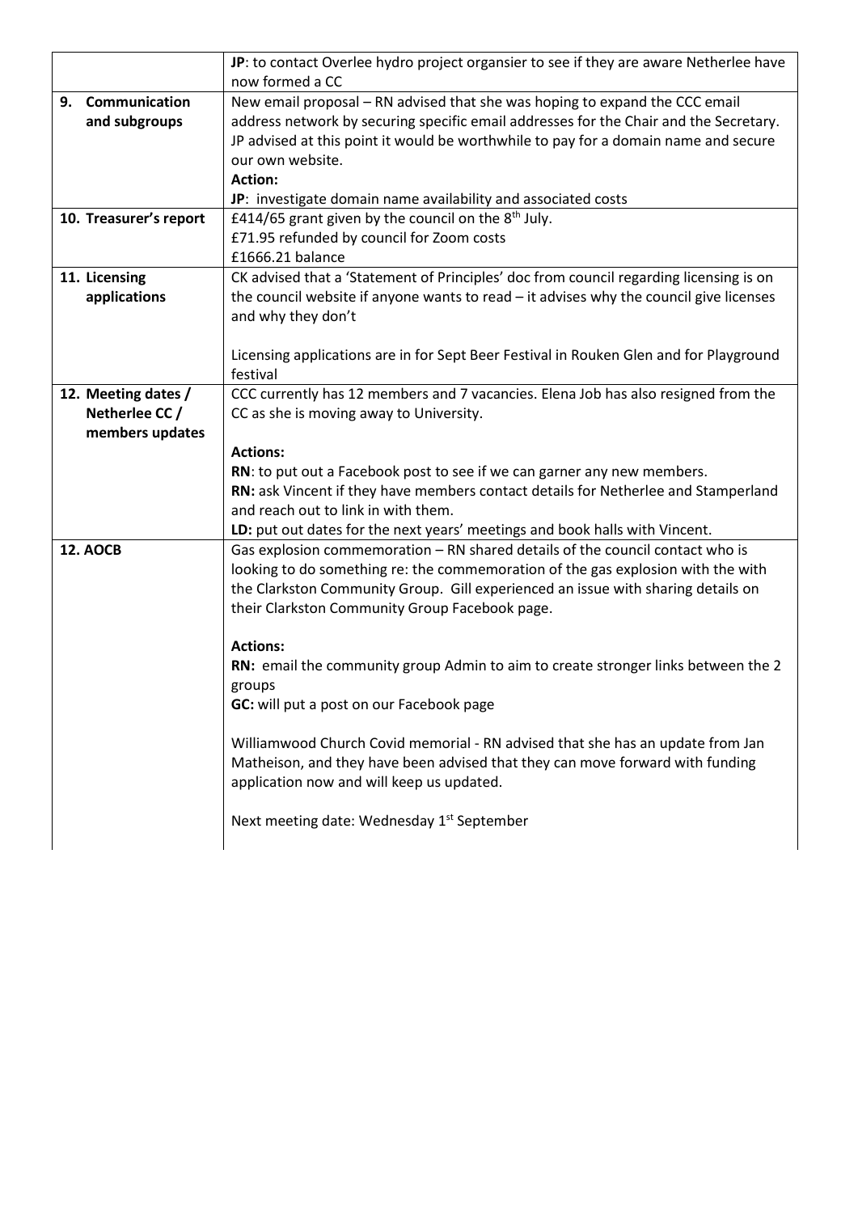| | |
|---|---|
| | **JP**: to contact Overlee hydro project organsier to see if they are aware Netherlee have now formed a CC |
| **9. Communication and subgroups** | New email proposal – RN advised that she was hoping to expand the CCC email address network by securing specific email addresses for the Chair and the Secretary. JP advised at this point it would be worthwhile to pay for a domain name and secure our own website.<br>**Action:**<br>**JP**: investigate domain name availability and associated costs |
| **10. Treasurer's report** | £414/65 grant given by the council on the 8th July.<br>£71.95 refunded by council for Zoom costs<br>£1666.21 balance |
| **11. Licensing applications** | CK advised that a 'Statement of Principles' doc from council regarding licensing is on the council website if anyone wants to read – it advises why the council give licenses and why they don't<br><br>Licensing applications are in for Sept Beer Festival in Rouken Glen and for Playground festival |
| **12. Meeting dates / Netherlee CC / members updates** | CCC currently has 12 members and 7 vacancies. Elena Job has also resigned from the CC as she is moving away to University.<br><br>**Actions:**<br>**RN**: to put out a Facebook post to see if we can garner any new members.<br>**RN:** ask Vincent if they have members contact details for Netherlee and Stamperland and reach out to link in with them.<br>**LD:** put out dates for the next years' meetings and book halls with Vincent. |
| **12. AOCB** | Gas explosion commemoration – RN shared details of the council contact who is looking to do something re: the commemoration of the gas explosion with the with the Clarkston Community Group. Gill experienced an issue with sharing details on their Clarkston Community Group Facebook page.<br><br>**Actions:**<br>**RN:** email the community group Admin to aim to create stronger links between the 2 groups<br>**GC:** will put a post on our Facebook page<br><br>Williamwood Church Covid memorial - RN advised that she has an update from Jan Matheison, and they have been advised that they can move forward with funding application now and will keep us updated.<br><br>Next meeting date: Wednesday 1st September |